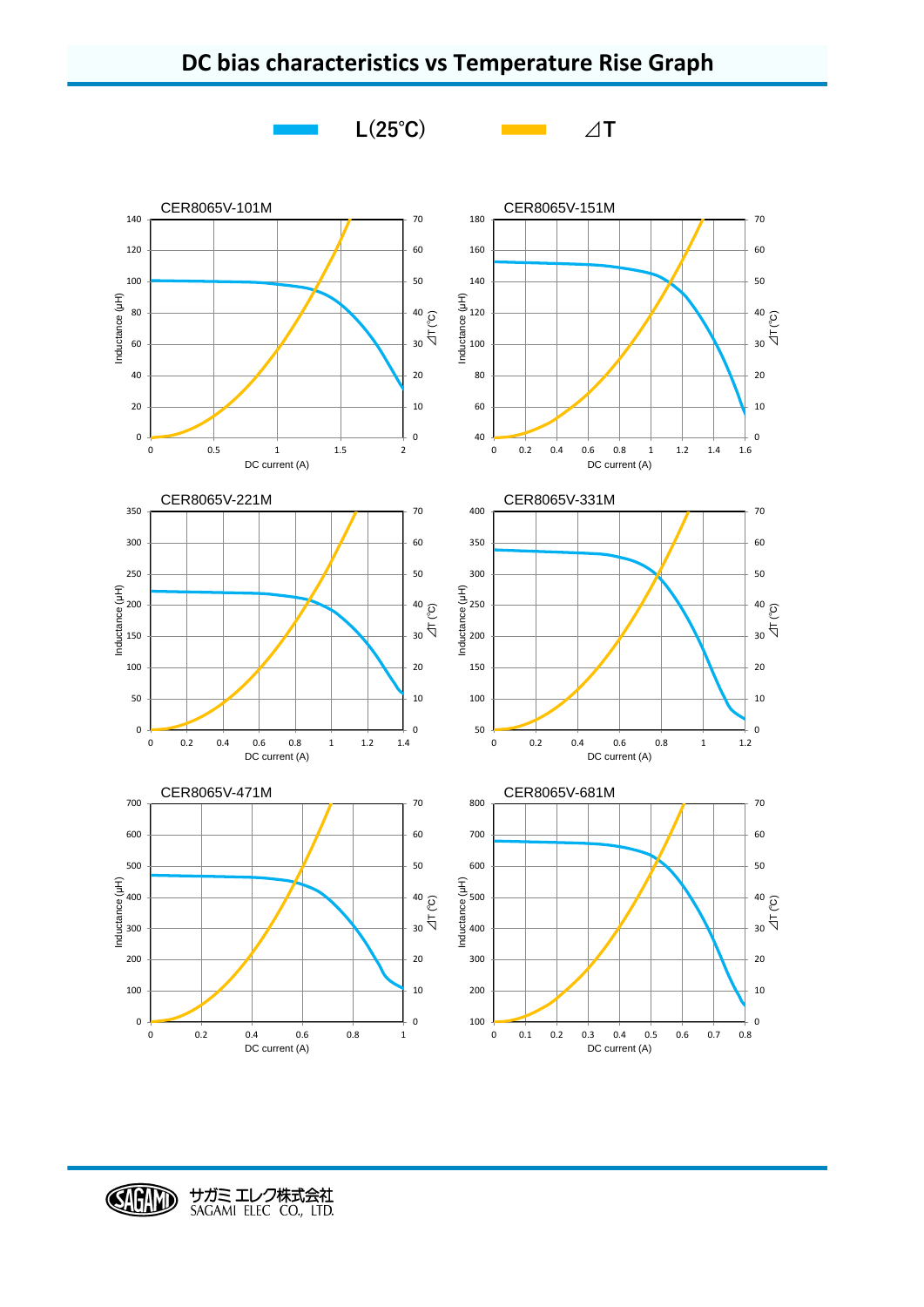# DC bias characteristics vs Temperature Rise Graph

L(25℃)　　⊿T

CER8065V-101M

CER8065V-151M

CER8065V-221M

CER8065V-331M

CER8065V-471M

CER8065V-681M

サガミ エレク株式会社
SAGAMI ELEC CO., LTD.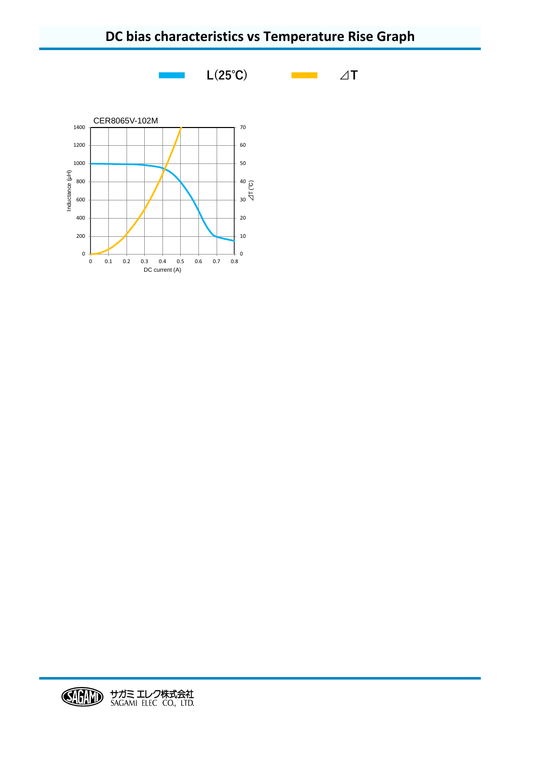# DC bias characteristics vs Temperature Rise Graph

L(25°C)　　⊿T

CER8065V-102M

Inductance (μH)

1400
1200
1000
800
600
400
200
0

0　0.1　0.2　0.3　0.4　0.5　0.6　0.7　0.8

DC current (A)

⊿T (℃)

70
60
50
40
30
20
10
0

サガミ エレク株式会社
SAGAMI ELEC CO., LTD.